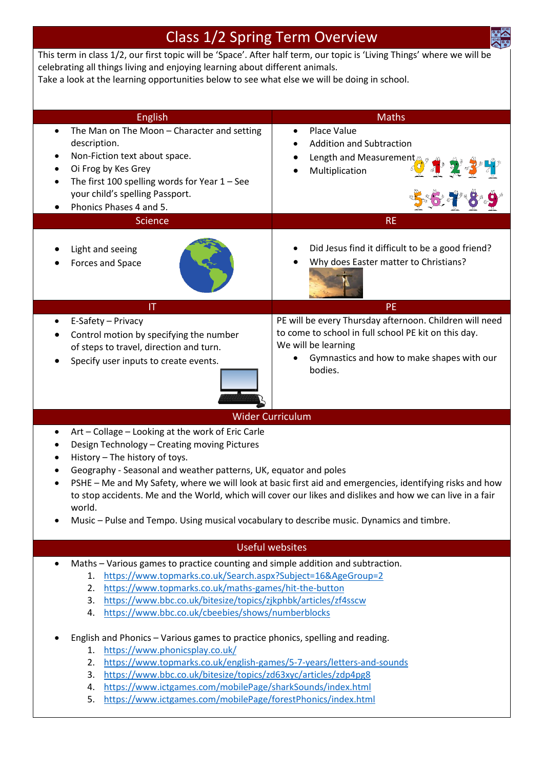# Class 1/2 Spring Term Overview

This term in class 1/2, our first topic will be 'Space'. After half term, our topic is 'Living Things' where we will be celebrating all things living and enjoying learning about different animals.
Take a look at the learning opportunities below to see what else we will be doing in school.

## English

- The Man on The Moon – Character and setting description.
- Non-Fiction text about space.
- Oi Frog by Kes Grey
- The first 100 spelling words for Year 1 – See your child's spelling Passport.
- Phonics Phases 4 and 5.

## Maths

- Place Value
- Addition and Subtraction
- Length and Measurement
- Multiplication

## Science

- Light and seeing
- Forces and Space

## RE

- Did Jesus find it difficult to be a good friend?
- Why does Easter matter to Christians?

## IT

- E-Safety – Privacy
- Control motion by specifying the number of steps to travel, direction and turn.
- Specify user inputs to create events.

## PE

PE will be every Thursday afternoon. Children will need to come to school in full school PE kit on this day.
We will be learning

- Gymnastics and how to make shapes with our bodies.

## Wider Curriculum

- Art – Collage – Looking at the work of Eric Carle
- Design Technology – Creating moving Pictures
- History – The history of toys.
- Geography - Seasonal and weather patterns, UK, equator and poles
- PSHE – Me and My Safety, where we will look at basic first aid and emergencies, identifying risks and how to stop accidents. Me and the World, which will cover our likes and dislikes and how we can live in a fair world.
- Music – Pulse and Tempo. Using musical vocabulary to describe music. Dynamics and timbre.

## Useful websites

- Maths – Various games to practice counting and simple addition and subtraction.
  1. https://www.topmarks.co.uk/Search.aspx?Subject=16&AgeGroup=2
  2. https://www.topmarks.co.uk/maths-games/hit-the-button
  3. https://www.bbc.co.uk/bitesize/topics/zjkphbk/articles/zf4sscw
  4. https://www.bbc.co.uk/cbeebies/shows/numberblocks

- English and Phonics – Various games to practice phonics, spelling and reading.
  1. https://www.phonicsplay.co.uk/
  2. https://www.topmarks.co.uk/english-games/5-7-years/letters-and-sounds
  3. https://www.bbc.co.uk/bitesize/topics/zd63xyc/articles/zdp4pg8
  4. https://www.ictgames.com/mobilePage/sharkSounds/index.html
  5. https://www.ictgames.com/mobilePage/forestPhonics/index.html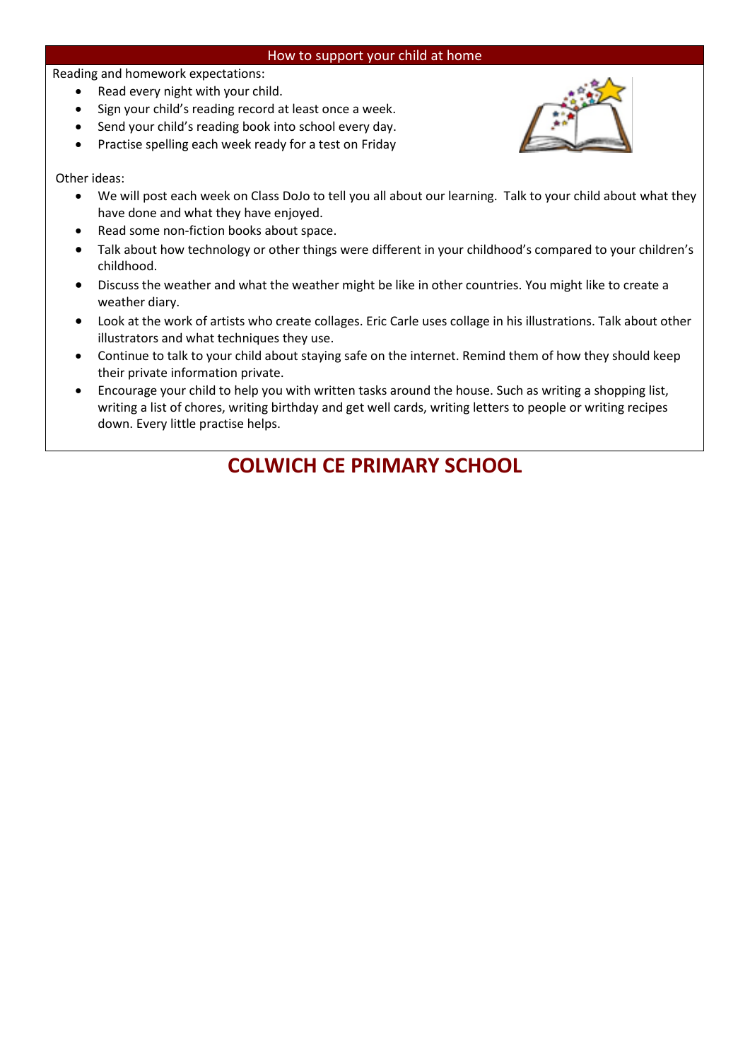## How to support your child at home

Reading and homework expectations:

- Read every night with your child.
- Sign your child's reading record at least once a week.
- Send your child's reading book into school every day.
- Practise spelling each week ready for a test on Friday

Other ideas:

- We will post each week on Class DoJo to tell you all about our learning. Talk to your child about what they have done and what they have enjoyed.
- Read some non-fiction books about space.
- Talk about how technology or other things were different in your childhood's compared to your children's childhood.
- Discuss the weather and what the weather might be like in other countries. You might like to create a weather diary.
- Look at the work of artists who create collages. Eric Carle uses collage in his illustrations. Talk about other illustrators and what techniques they use.
- Continue to talk to your child about staying safe on the internet. Remind them of how they should keep their private information private.
- Encourage your child to help you with written tasks around the house. Such as writing a shopping list, writing a list of chores, writing birthday and get well cards, writing letters to people or writing recipes down. Every little practise helps.

# COLWICH CE PRIMARY SCHOOL